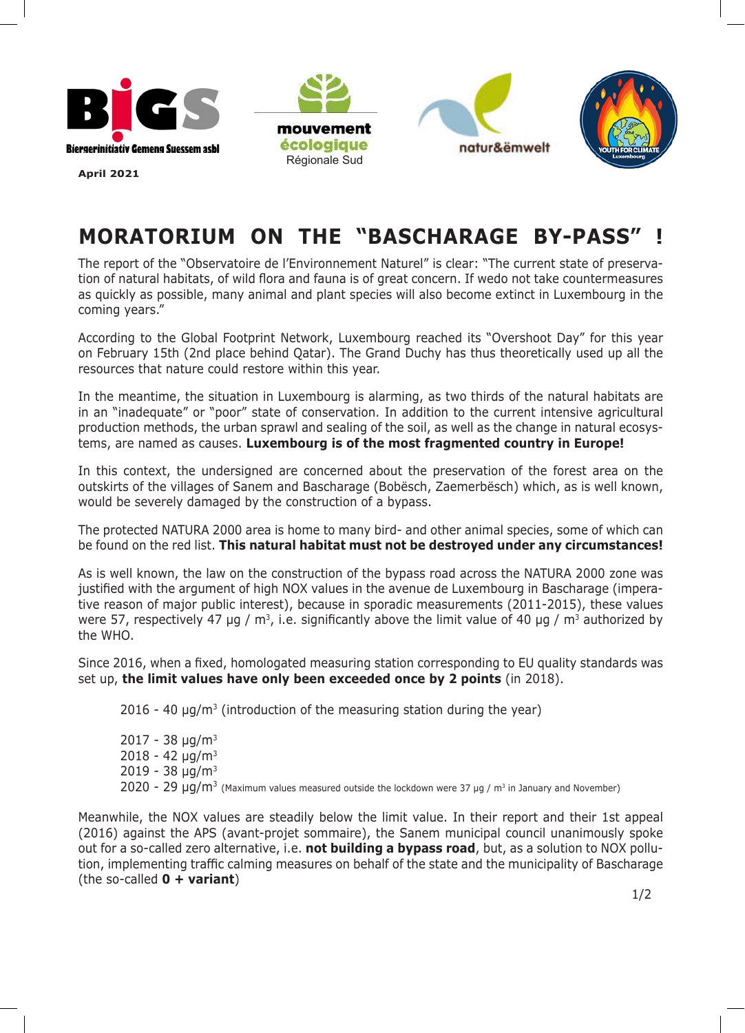BIGS – Biergerinitiativ Gemeng Suessem asbl | mouvement écologique Régionale Sud | natur&ëmwelt | Youth for Climate Luxembourg

**April 2021**

# MORATORIUM ON THE "BASCHARAGE BY-PASS" !

The report of the "Observatoire de l'Environnement Naturel" is clear: "The current state of preservation of natural habitats, of wild flora and fauna is of great concern. If wedo not take countermeasures as quickly as possible, many animal and plant species will also become extinct in Luxembourg in the coming years."

According to the Global Footprint Network, Luxembourg reached its "Overshoot Day" for this year on February 15th (2nd place behind Qatar). The Grand Duchy has thus theoretically used up all the resources that nature could restore within this year.

In the meantime, the situation in Luxembourg is alarming, as two thirds of the natural habitats are in an "inadequate" or "poor" state of conservation. In addition to the current intensive agricultural production methods, the urban sprawl and sealing of the soil, as well as the change in natural ecosystems, are named as causes. **Luxembourg is of the most fragmented country in Europe!**

In this context, the undersigned are concerned about the preservation of the forest area on the outskirts of the villages of Sanem and Bascharage (Bobësch, Zaemerbësch) which, as is well known, would be severely damaged by the construction of a bypass.

The protected NATURA 2000 area is home to many bird- and other animal species, some of which can be found on the red list. **This natural habitat must not be destroyed under any circumstances!**

As is well known, the law on the construction of the bypass road across the NATURA 2000 zone was justified with the argument of high NOX values in the avenue de Luxembourg in Bascharage (imperative reason of major public interest), because in sporadic measurements (2011-2015), these values were 57, respectively 47 µg / m³, i.e. significantly above the limit value of 40 µg / m³ authorized by the WHO.

Since 2016, when a fixed, homologated measuring station corresponding to EU quality standards was set up, **the limit values have only been exceeded once by 2 points** (in 2018).

2016 - 40 µg/m³ (introduction of the measuring station during the year)

2017 - 38 µg/m³
2018 - 42 µg/m³
2019 - 38 µg/m³
2020 - 29 µg/m³ (Maximum values measured outside the lockdown were 37 µg / m³ in January and November)

Meanwhile, the NOX values are steadily below the limit value. In their report and their 1st appeal (2016) against the APS (avant-projet sommaire), the Sanem municipal council unanimously spoke out for a so-called zero alternative, i.e. **not building a bypass road**, but, as a solution to NOX pollution, implementing traffic calming measures on behalf of the state and the municipality of Bascharage (the so-called **0 + variant**)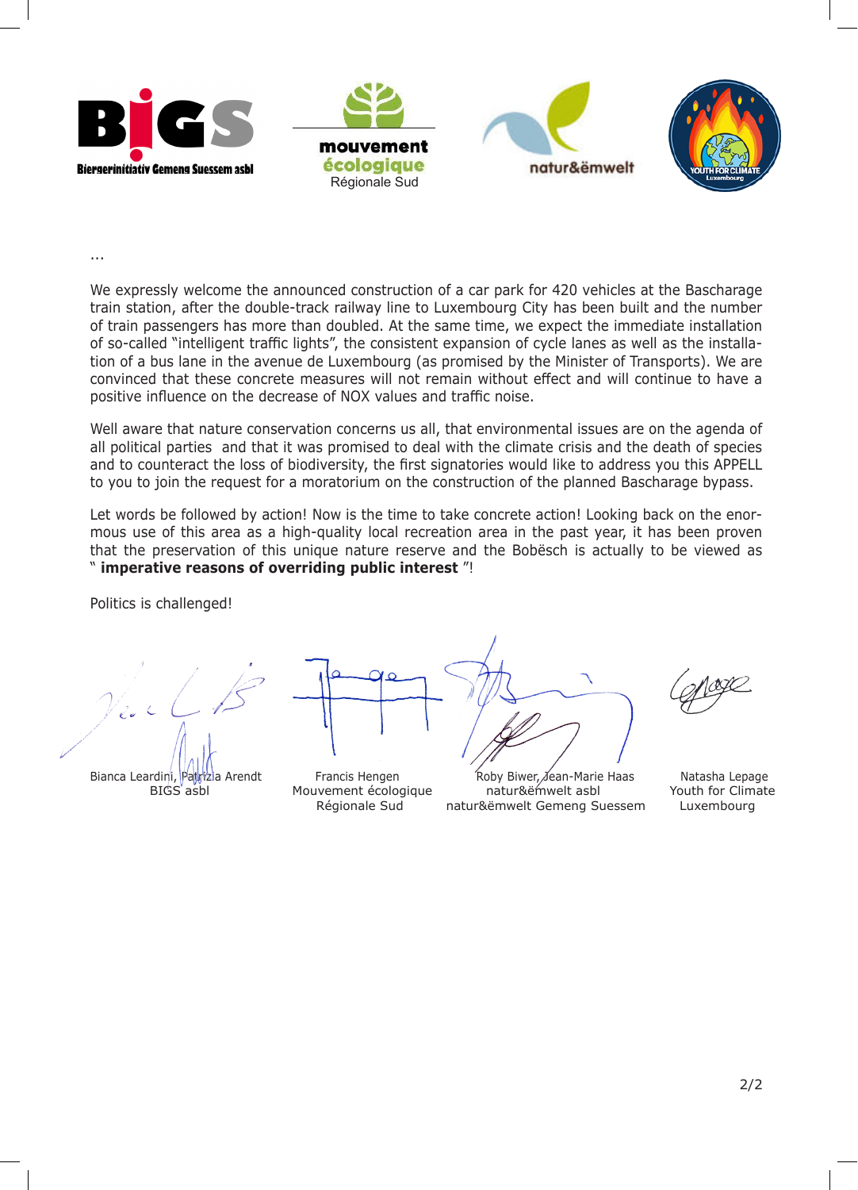Biergerinitiativ Gemeng Suessem asbl

mouvement écologique Régionale Sud

natur&ëmwelt

YOUTH FOR CLIMATE Luxembourg

...

We expressly welcome the announced construction of a car park for 420 vehicles at the Bascharage train station, after the double-track railway line to Luxembourg City has been built and the number of train passengers has more than doubled. At the same time, we expect the immediate installation of so-called "intelligent traffic lights", the consistent expansion of cycle lanes as well as the installation of a bus lane in the avenue de Luxembourg (as promised by the Minister of Transports). We are convinced that these concrete measures will not remain without effect and will continue to have a positive influence on the decrease of NOX values and traffic noise.

Well aware that nature conservation concerns us all, that environmental issues are on the agenda of all political parties and that it was promised to deal with the climate crisis and the death of species and to counteract the loss of biodiversity, the first signatories would like to address you this APPELL to you to join the request for a moratorium on the construction of the planned Bascharage bypass.

Let words be followed by action! Now is the time to take concrete action! Looking back on the enormous use of this area as a high-quality local recreation area in the past year, it has been proven that the preservation of this unique nature reserve and the Bobësch is actually to be viewed as " **imperative reasons of overriding public interest** "!

Politics is challenged!

| | | | |
|---|---|---|---|
| Bianca Leardini, Patrizia Arendt<br>BIGS asbl | Francis Hengen<br>Mouvement écologique<br>Régionale Sud | Roby Biwer, Jean-Marie Haas<br>natur&ëmwelt asbl<br>natur&ëmwelt Gemeng Suessem | Natasha Lepage<br>Youth for Climate<br>Luxembourg |